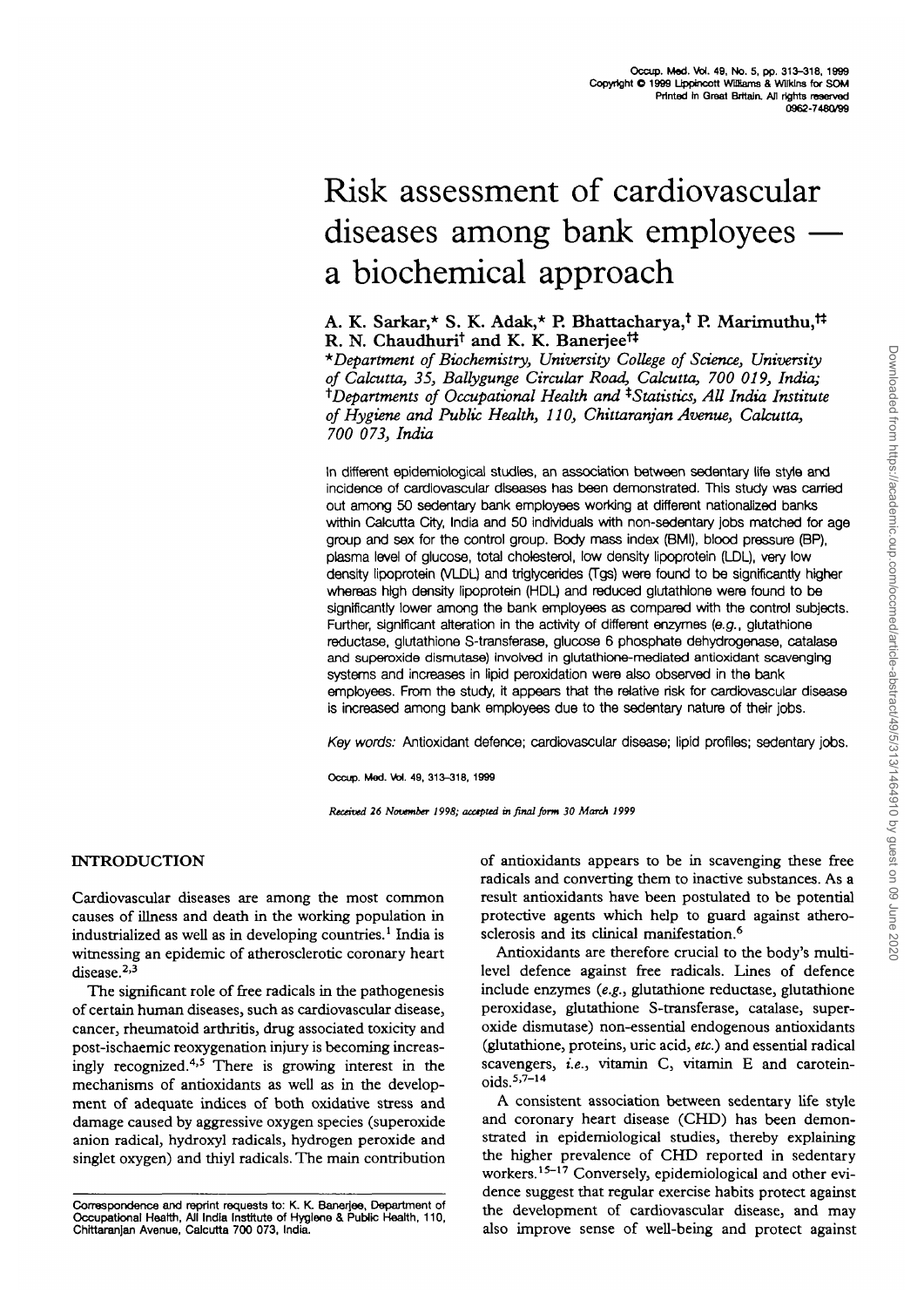# Risk assessment of cardiovascular diseases among bank employees — a biochemical approach

A. K. Sarkar,* S. K. Adak,* P. Bhattacharya,† P. Marimuthu,†‡ R. N. Chaudhuri† and K. K. Banerjee†‡

*Department of Biochemistry, University College of Science, University of Calcutta, 35, Ballygunge Circular Road, Calcutta, 700 019, India; †Departments of Occupational Health and ‡Statistics, All India Institute of Hygiene and Public Health, 110, Chittaranjan Avenue, Calcutta, 700 073, India*

In different epidemiological studies, an association between sedentary life style and incidence of cardiovascular diseases has been demonstrated. This study was carried out among 50 sedentary bank employees working at different nationalized banks within Calcutta City, India and 50 individuals with non-sedentary jobs matched for age group and sex for the control group. Body mass index (BMI), blood pressure (BP), plasma level of glucose, total cholesterol, low density lipoprotein (LDL), very low density lipoprotein (VLDL) and triglycerides (Tgs) were found to be significantly higher whereas high density lipoprotein (HDL) and reduced glutathione were found to be significantly lower among the bank employees as compared with the control subjects. Further, significant alteration in the activity of different enzymes (*e.g.*, glutathione reductase, glutathione S-transferase, glucose 6 phosphate dehydrogenase, catalase and superoxide dismutase) involved in glutathione-mediated antioxidant scavenging systems and increases in lipid peroxidation were also observed in the bank employees. From the study, it appears that the relative risk for cardiovascular disease is increased among bank employees due to the sedentary nature of their jobs.

*Key words:* Antioxidant defence; cardiovascular disease; lipid profiles; sedentary jobs.

*Received 26 November 1998; accepted in final form 30 March 1999*

## INTRODUCTION

Cardiovascular diseases are among the most common causes of illness and death in the working population in industrialized as well as in developing countries.[1] India is witnessing an epidemic of atherosclerotic coronary heart disease.[2,3]

The significant role of free radicals in the pathogenesis of certain human diseases, such as cardiovascular disease, cancer, rheumatoid arthritis, drug associated toxicity and post-ischaemic reoxygenation injury is becoming increasingly recognized.[4,5] There is growing interest in the mechanisms of antioxidants as well as in the development of adequate indices of both oxidative stress and damage caused by aggressive oxygen species (superoxide anion radical, hydroxyl radicals, hydrogen peroxide and singlet oxygen) and thiyl radicals. The main contribution of antioxidants appears to be in scavenging these free radicals and converting them to inactive substances. As a result antioxidants have been postulated to be potential protective agents which help to guard against atherosclerosis and its clinical manifestation.[6]

Antioxidants are therefore crucial to the body's multilevel defence against free radicals. Lines of defence include enzymes (*e.g.*, glutathione reductase, glutathione peroxidase, glutathione S-transferase, catalase, superoxide dismutase) non-essential endogenous antioxidants (glutathione, proteins, uric acid, *etc.*) and essential radical scavengers, *i.e.*, vitamin C, vitamin E and carotenoids.[5,7–14]

A consistent association between sedentary life style and coronary heart disease (CHD) has been demonstrated in epidemiological studies, thereby explaining the higher prevalence of CHD reported in sedentary workers.[15–17] Conversely, epidemiological and other evidence suggest that regular exercise habits protect against the development of cardiovascular disease, and may also improve sense of well-being and protect against

Correspondence and reprint requests to: K. K. Banerjee, Department of Occupational Health, All India Institute of Hygiene & Public Health, 110, Chittaranjan Avenue, Calcutta 700 073, India.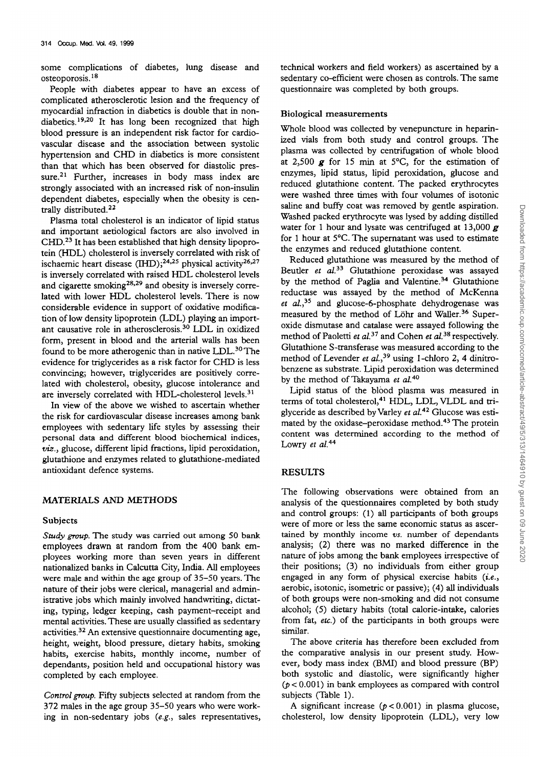some complications of diabetes, lung disease and osteoporosis.[18]

People with diabetes appear to have an excess of complicated atherosclerotic lesion and the frequency of myocardial infraction in diabetics is double that in non-diabetics.[19,20] It has long been recognized that high blood pressure is an independent risk factor for cardiovascular disease and the association between systolic hypertension and CHD in diabetics is more consistent than that which has been observed for diastolic pressure.[21] Further, increases in body mass index are strongly associated with an increased risk of non-insulin dependent diabetes, especially when the obesity is centrally distributed.[22]

Plasma total cholesterol is an indicator of lipid status and important aetiological factors are also involved in CHD.[23] It has been established that high density lipoprotein (HDL) cholesterol is inversely correlated with risk of ischaemic heart disease (IHD);[24,25] physical activity[26,27] is inversely correlated with raised HDL cholesterol levels and cigarette smoking[28,29] and obesity is inversely correlated with lower HDL cholesterol levels. There is now considerable evidence in support of oxidative modification of low density lipoprotein (LDL) playing an important causative role in atherosclerosis.[30] LDL in oxidized form, present in blood and the arterial walls has been found to be more atherogenic than in native LDL.[30] The evidence for triglycerides as a risk factor for CHD is less convincing; however, triglycerides are positively correlated with cholesterol, obesity, glucose intolerance and are inversely correlated with HDL-cholesterol levels.[31]

In view of the above we wished to ascertain whether the risk for cardiovascular disease increases among bank employees with sedentary life styles by assessing their personal data and different blood biochemical indices, *viz.*, glucose, different lipid fractions, lipid peroxidation, glutathione and enzymes related to glutathione-mediated antioxidant defence systems.

## MATERIALS AND METHODS

### Subjects

*Study group.* The study was carried out among 50 bank employees drawn at random from the 400 bank employees working more than seven years in different nationalized banks in Calcutta City, India. All employees were male and within the age group of 35–50 years. The nature of their jobs were clerical, managerial and administrative jobs which mainly involved handwriting, dictating, typing, ledger keeping, cash payment–receipt and mental activities. These are usually classified as sedentary activities.[32] An extensive questionnaire documenting age, height, weight, blood pressure, dietary habits, smoking habits, exercise habits, monthly income, number of dependants, position held and occupational history was completed by each employee.

*Control group.* Fifty subjects selected at random from the 372 males in the age group 35–50 years who were working in non-sedentary jobs (*e.g.*, sales representatives, technical workers and field workers) as ascertained by a sedentary co-efficient were chosen as controls. The same questionnaire was completed by both groups.

### Biological measurements

Whole blood was collected by venepuncture in heparinized vials from both study and control groups. The plasma was collected by centrifugation of whole blood at 2,500 $g$ for 15 min at 5°C, for the estimation of enzymes, lipid status, lipid peroxidation, glucose and reduced glutathione content. The packed erythrocytes were washed three times with four volumes of isotonic saline and buffy coat was removed by gentle aspiration. Washed packed erythrocyte was lysed by adding distilled water for 1 hour and lysate was centrifuged at 13,000 $g$ for 1 hour at 5°C. The supernatant was used to estimate the enzymes and reduced glutathione content.

Reduced glutathione was measured by the method of Beutler *et al.*[33] Glutathione peroxidase was assayed by the method of Paglia and Valentine.[34] Glutathione reductase was assayed by the method of McKenna *et al.*,[35] and glucose-6-phosphate dehydrogenase was measured by the method of Löhr and Waller.[36] Superoxide dismutase and catalase were assayed following the method of Paoletti *et al.*[37] and Cohen *et al.*[38] respectively. Glutathione S-transferase was measured according to the method of Levender *et al.*,[39] using 1-chloro 2, 4 dinitrobenzene as substrate. Lipid peroxidation was determined by the method of Takayama *et al.*[40]

Lipid status of the blood plasma was measured in terms of total cholesterol,[41] HDL, LDL, VLDL and triglyceride as described by Varley *et al.*[42] Glucose was estimated by the oxidase–peroxidase method.[43] The protein content was determined according to the method of Lowry *et al.*[44]

## RESULTS

The following observations were obtained from an analysis of the questionnaires completed by both study and control groups: (1) all participants of both groups were of more or less the same economic status as ascertained by monthly income *vs.* number of dependants analysis; (2) there was no marked difference in the nature of jobs among the bank employees irrespective of their positions; (3) no individuals from either group engaged in any form of physical exercise habits (*i.e.*, aerobic, isotonic, isometric or passive); (4) all individuals of both groups were non-smoking and did not consume alcohol; (5) dietary habits (total calorie-intake, calories from fat, *etc.*) of the participants in both groups were similar.

The above criteria has therefore been excluded from the comparative analysis in our present study. However, body mass index (BMI) and blood pressure (BP) both systolic and diastolic, were significantly higher ($p < 0.001$) in bank employees as compared with control subjects (Table 1).

A significant increase ($p < 0.001$) in plasma glucose, cholesterol, low density lipoprotein (LDL), very low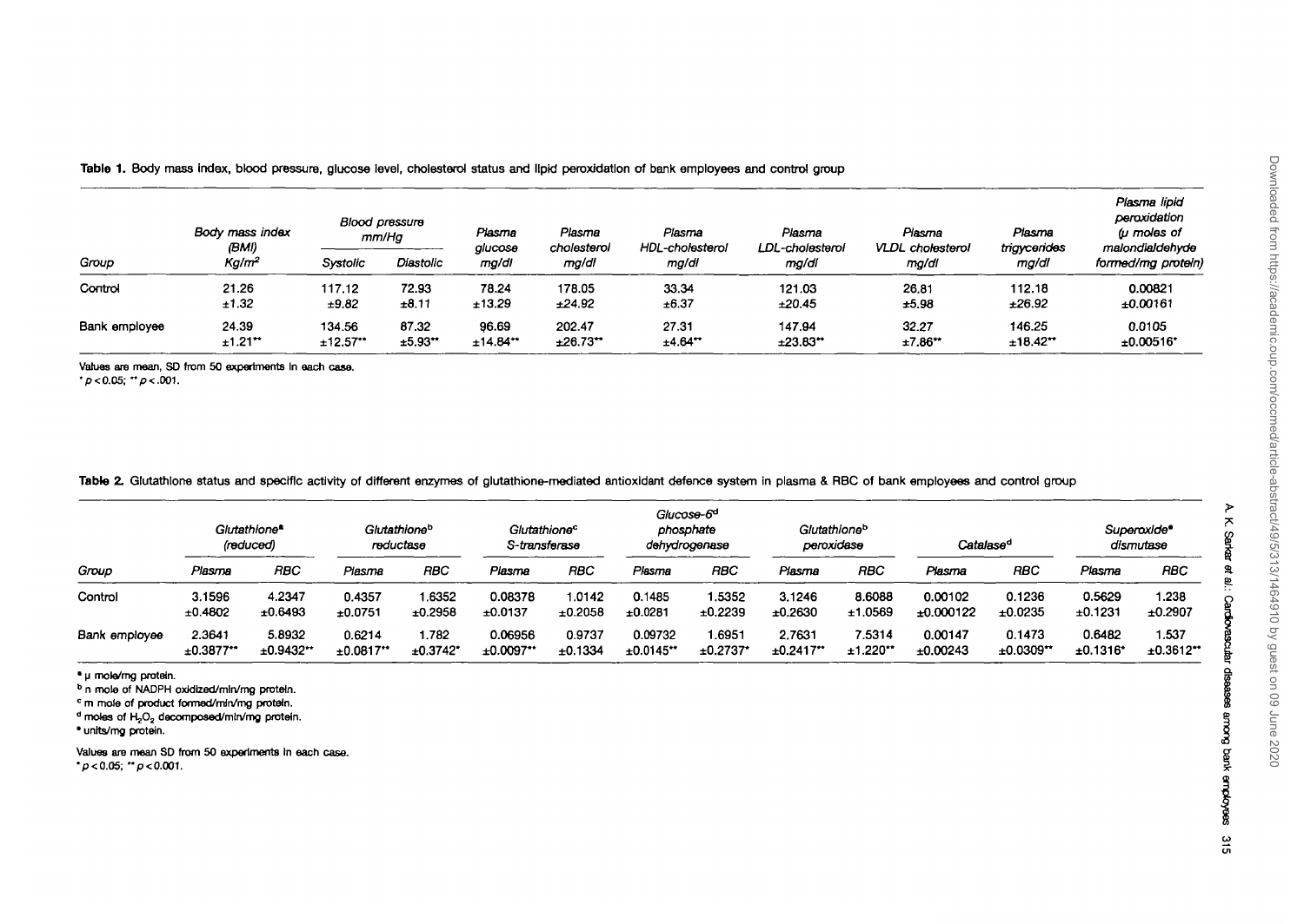**Table 1.** Body mass index, blood pressure, glucose level, cholesterol status and lipid peroxidation of bank employees and control group

| Group | Body mass index (BMI) $Kg/m^2$ | Blood pressure mm/Hg | | Plasma glucose mg/dl | Plasma cholesterol mg/dl | Plasma HDL-cholesterol mg/dl | Plasma LDL-cholesterol mg/dl | Plasma VLDL cholesterol mg/dl | Plasma trigycerides mg/dl | Plasma lipid peroxidation (μ moles of malondialdehyde formed/mg protein) |
|---|---|---|---|---|---|---|---|---|---|---|
| | | Systolic | Diastolic | | | | | | | |
| Control | 21.26 ±1.32 | 117.12 ±9.82 | 72.93 ±8.11 | 78.24 ±13.29 | 178.05 ±24.92 | 33.34 ±6.37 | 121.03 ±20.45 | 26.81 ±5.98 | 112.18 ±26.92 | 0.00821 ±0.00161 |
| Bank employee | 24.39 ±1.21** | 134.56 ±12.57** | 87.32 ±5.93** | 96.69 ±14.84** | 202.47 ±26.73** | 27.31 ±4.64** | 147.94 ±23.83** | 32.27 ±7.86** | 146.25 ±18.42** | 0.0105 ±0.00516* |

Values are mean, SD from 50 experiments in each case.
\* $p < 0.05$; \*\* $p < .001$.

**Table 2.** Glutathione status and specific activity of different enzymes of glutathione-mediated antioxidant defence system in plasma & RBC of bank employees and control group

| Group | Glutathione[a] (reduced) | | Glutathione[b] reductase | | Glutathione[c] S-transferase | | Glucose-6[d] phosphate dehydrogenase | | Glutathione[b] peroxidase | | Catalase[d] | | Superoxide[e] dismutase | |
|---|---|---|---|---|---|---|---|---|---|---|---|---|---|---|
| | Plasma | RBC | Plasma | RBC | Plasma | RBC | Plasma | RBC | Plasma | RBC | Plasma | RBC | Plasma | RBC |
| Control | 3.1596 ±0.4802 | 4.2347 ±0.6493 | 0.4357 ±0.0751 | 1.6352 ±0.2958 | 0.08378 ±0.0137 | 1.0142 ±0.2058 | 0.1485 ±0.0281 | 1.5352 ±0.2239 | 3.1246 ±0.2630 | 8.6088 ±1.0569 | 0.00102 ±0.000122 | 0.1236 ±0.0235 | 0.5629 ±0.1231 | 1.238 ±0.2907 |
| Bank employee | 2.3641 ±0.3877** | 5.8932 ±0.9432** | 0.6214 ±0.0817** | 1.782 ±0.3742* | 0.06956 ±0.0097** | 0.9737 ±0.1334 | 0.09732 ±0.0145** | 1.6951 ±0.2737* | 2.7631 ±0.2417** | 7.5314 ±1.220** | 0.00147 ±0.00243 | 0.1473 ±0.0309** | 0.6482 ±0.1316* | 1.537 ±0.3612** |

[a] μ mole/mg protein.
[b] n mole of NADPH oxidized/min/mg protein.
[c] m mole of product formed/min/mg protein.
[d] moles of $H_2O_2$ decomposed/min/mg protein.
[e] units/mg protein.

Values are mean SD from 50 experiments in each case.
\* $p < 0.05$; \*\* $p < 0.001$.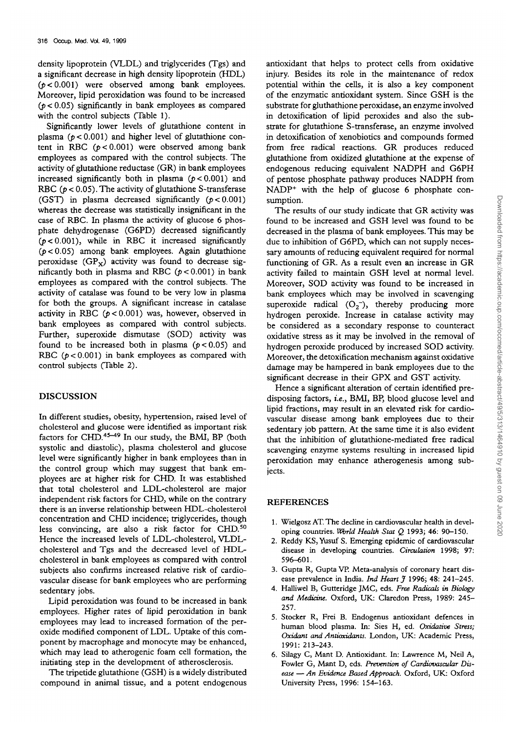density lipoprotein (VLDL) and triglycerides (Tgs) and a significant decrease in high density lipoprotein (HDL) ($p < 0.001$) were observed among bank employees. Moreover, lipid peroxidation was found to be increased ($p < 0.05$) significantly in bank employees as compared with the control subjects (Table 1).

Significantly lower levels of glutathione content in plasma ($p < 0.001$) and higher level of glutathione content in RBC ($p < 0.001$) were observed among bank employees as compared with the control subjects. The activity of glutathione reductase (GR) in bank employees increased significantly both in plasma ($p < 0.001$) and RBC ($p < 0.05$). The activity of glutathione S-transferase (GST) in plasma decreased significantly ($p < 0.001$) whereas the decrease was statistically insignificant in the case of RBC. In plasma the activity of glucose 6 phosphate dehydrogenase (G6PD) decreased significantly ($p < 0.001$), while in RBC it increased significantly ($p < 0.05$) among bank employees. Again glutathione peroxidase ($GP_X$) activity was found to decrease significantly both in plasma and RBC ($p < 0.001$) in bank employees as compared with the control subjects. The activity of catalase was found to be very low in plasma for both the groups. A significant increase in catalase activity in RBC ($p < 0.001$) was, however, observed in bank employees as compared with control subjects. Further, superoxide dismutase (SOD) activity was found to be increased both in plasma ($p < 0.05$) and RBC ($p < 0.001$) in bank employees as compared with control subjects (Table 2).

## DISCUSSION

In different studies, obesity, hypertension, raised level of cholesterol and glucose were identified as important risk factors for CHD.[45–49] In our study, the BMI, BP (both systolic and diastolic), plasma cholesterol and glucose level were significantly higher in bank employees than in the control group which may suggest that bank employees are at higher risk for CHD. It was established that total cholesterol and LDL-cholesterol are major independent risk factors for CHD, while on the contrary there is an inverse relationship between HDL-cholesterol concentration and CHD incidence; triglycerides, though less convincing, are also a risk factor for CHD.[50] Hence the increased levels of LDL-cholesterol, VLDL-cholesterol and Tgs and the decreased level of HDL-cholesterol in bank employees as compared with control subjects also confirms increased relative risk of cardiovascular disease for bank employees who are performing sedentary jobs.

Lipid peroxidation was found to be increased in bank employees. Higher rates of lipid peroxidation in bank employees may lead to increased formation of the peroxide modified component of LDL. Uptake of this component by macrophage and monocyte may be enhanced, which may lead to atherogenic foam cell formation, the initiating step in the development of atherosclerosis.

The tripetide glutathione (GSH) is a widely distributed compound in animal tissue, and a potent endogenous antioxidant that helps to protect cells from oxidative injury. Besides its role in the maintenance of redox potential within the cells, it is also a key component of the enzymatic antioxidant system. Since GSH is the substrate for gluthathione peroxidase, an enzyme involved in detoxification of lipid peroxides and also the substrate for glutathione S-transferase, an enzyme involved in detoxification of xenobiotics and compounds formed from free radical reactions. GR produces reduced glutathione from oxidized glutathione at the expense of endogenous reducing equivalent NADPH and G6PH of pentose phosphate pathway produces NADPH from $NADP^+$ with the help of glucose 6 phosphate consumption.

The results of our study indicate that GR activity was found to be increased and GSH level was found to be decreased in the plasma of bank employees. This may be due to inhibition of G6PD, which can not supply necessary amounts of reducing equivalent required for normal functioning of GR. As a result even an increase in GR activity failed to maintain GSH level at normal level. Moreover, SOD activity was found to be increased in bank employees which may be involved in scavenging superoxide radical ($O_2^-$), thereby producing more hydrogen peroxide. Increase in catalase activity may be considered as a secondary response to counteract oxidative stress as it may be involved in the removal of hydrogen peroxide produced by increased SOD activity. Moreover, the detoxification mechanism against oxidative damage may be hampered in bank employees due to the significant decrease in their GPX and GST activity.

Hence a significant alteration of certain identified predisposing factors, *i.e.*, BMI, BP, blood glucose level and lipid fractions, may result in an elevated risk for cardiovascular disease among bank employees due to their sedentary job pattern. At the same time it is also evident that the inhibition of glutathione-mediated free radical scavenging enzyme systems resulting in increased lipid peroxidation may enhance atherogenesis among subjects.

## REFERENCES

1. Wielgosz AT. The decline in cardiovascular health in developing countries. *World Health Stat Q* 1993; 46: 90–150.
2. Reddy KS, Yusuf S. Emerging epidemic of cardiovascular disease in developing countries. *Circulation* 1998; 97: 596–601.
3. Gupta R, Gupta VP. Meta-analysis of coronary heart disease prevalence in India. *Ind Heart J* 1996; 48: 241–245.
4. Halliwel B, Gutteridge JMC, eds. *Free Radicals in Biology and Medicine.* Oxford, UK: Claredon Press, 1989: 245–257.
5. Stocker R, Frei B. Endogenus antioxidant defences in human blood plasma. In: Sies H, ed. *Oxidative Stress; Oxidant and Antioxidants.* London, UK: Academic Press, 1991: 213–243.
6. Silagy C, Mant D. Antioxidant. In: Lawrence M, Neil A, Fowler G, Mant D, eds. *Prevention of Cardiovascular Disease — An Evidence Based Approach.* Oxford, UK: Oxford University Press, 1996: 154–163.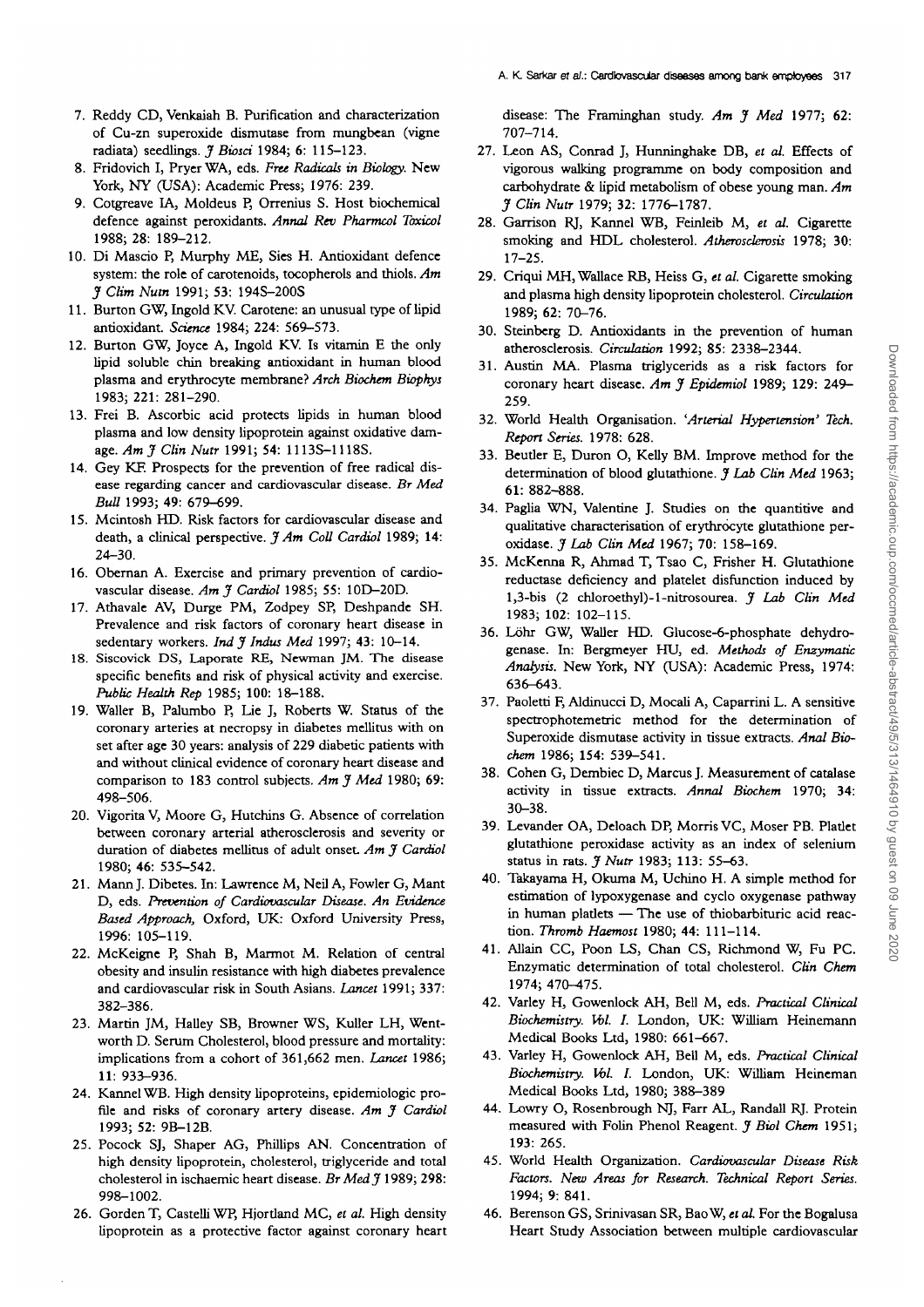7. Reddy CD, Venkaiah B. Purification and characterization of Cu-zn superoxide dismutase from mungbean (vigne radiata) seedlings. *J Biosci* 1984; 6: 115–123.
8. Fridovich I, Pryer WA, eds. *Free Radicals in Biology.* New York, NY (USA): Academic Press; 1976: 239.
9. Cotgreave IA, Moldeus P, Orrenius S. Host biochemical defence against peroxidants. *Annal Rev Pharmcol Toxicol* 1988; 28: 189–212.
10. Di Mascio P, Murphy ME, Sies H. Antioxidant defence system: the role of carotenoids, tocopherols and thiols. *Am J Clim Nutn* 1991; 53: 194S–200S
11. Burton GW, Ingold KV. Carotene: an unusual type of lipid antioxidant. *Science* 1984; 224: 569–573.
12. Burton GW, Joyce A, Ingold KV. Is vitamin E the only lipid soluble chin breaking antioxidant in human blood plasma and erythrocyte membrane? *Arch Biochem Biophys* 1983; 221: 281–290.
13. Frei B. Ascorbic acid protects lipids in human blood plasma and low density lipoprotein against oxidative damage. *Am J Clin Nutr* 1991; 54: 1113S–1118S.
14. Gey KF. Prospects for the prevention of free radical disease regarding cancer and cardiovascular disease. *Br Med Bull* 1993; 49: 679–699.
15. Mcintosh HD. Risk factors for cardiovascular disease and death, a clinical perspective. *J Am Coll Cardiol* 1989; 14: 24–30.
16. Obernan A. Exercise and primary prevention of cardiovascular disease. *Am J Cardiol* 1985; 55: 10D–20D.
17. Athavale AV, Durge PM, Zodpey SP, Deshpande SH. Prevalence and risk factors of coronary heart disease in sedentary workers. *Ind J Indus Med* 1997; 43: 10–14.
18. Siscovick DS, Laporate RE, Newman JM. The disease specific benefits and risk of physical activity and exercise. *Public Health Rep* 1985; 100: 18–188.
19. Waller B, Palumbo P, Lie J, Roberts W. Status of the coronary arteries at necropsy in diabetes mellitus with on set after age 30 years: analysis of 229 diabetic patients with and without clinical evidence of coronary heart disease and comparison to 183 control subjects. *Am J Med* 1980; 69: 498–506.
20. Vigorita V, Moore G, Hutchins G. Absence of correlation between coronary arterial atherosclerosis and severity or duration of diabetes mellitus of adult onset. *Am J Cardiol* 1980; 46: 535–542.
21. Mann J. Dibetes. In: Lawrence M, Neil A, Fowler G, Mant D, eds. *Prevention of Cardiovascular Disease. An Evidence Based Approach,* Oxford, UK: Oxford University Press, 1996: 105–119.
22. McKeigne P, Shah B, Marmot M. Relation of central obesity and insulin resistance with high diabetes prevalence and cardiovascular risk in South Asians. *Lancet* 1991; 337: 382–386.
23. Martin JM, Halley SB, Browner WS, Kuller LH, Wentworth D. Serum Cholesterol, blood pressure and mortality: implications from a cohort of 361,662 men. *Lancet* 1986; 11: 933–936.
24. Kannel WB. High density lipoproteins, epidemiologic profile and risks of coronary artery disease. *Am J Cardiol* 1993; 52: 9B–12B.
25. Pocock SJ, Shaper AG, Phillips AN. Concentration of high density lipoprotein, cholesterol, triglyceride and total cholesterol in ischaemic heart disease. *Br Med J* 1989; 298: 998–1002.
26. Gorden T, Castelli WP, Hjortland MC, *et al.* High density lipoprotein as a protective factor against coronary heart disease: The Framinghan study. *Am J Med* 1977; 62: 707–714.
27. Leon AS, Conrad J, Hunninghake DB, *et al.* Effects of vigorous walking programme on body composition and carbohydrate & lipid metabolism of obese young man. *Am J Clin Nutr* 1979; 32: 1776–1787.
28. Garrison RJ, Kannel WB, Feinleib M, *et al.* Cigarette smoking and HDL cholesterol. *Atherosclerosis* 1978; 30: 17–25.
29. Criqui MH, Wallace RB, Heiss G, *et al.* Cigarette smoking and plasma high density lipoprotein cholesterol. *Circulation* 1989; 62: 70–76.
30. Steinberg D. Antioxidants in the prevention of human atherosclerosis. *Circulation* 1992; 85: 2338–2344.
31. Austin MA. Plasma triglycerids as a risk factors for coronary heart disease. *Am J Epidemiol* 1989; 129: 249–259.
32. World Health Organisation. *'Arterial Hypertension' Tech. Report Series.* 1978: 628.
33. Beutler E, Duron O, Kelly BM. Improve method for the determination of blood glutathione. *J Lab Clin Med* 1963; 61: 882–888.
34. Paglia WN, Valentine J. Studies on the quantitive and qualitative characterisation of erythrocyte glutathione peroxidase. *J Lab Clin Med* 1967; 70: 158–169.
35. McKenna R, Ahmad T, Tsao C, Frisher H. Glutathione reductase deficiency and platelet disfunction induced by 1,3-bis (2 chloroethyl)-1-nitrosourea. *J Lab Clin Med* 1983; 102: 102–115.
36. Löhr GW, Waller HD. Glucose-6-phosphate dehydrogenase. In: Bergmeyer HU, ed. *Methods of Enzymatic Analysis.* New York, NY (USA): Academic Press, 1974: 636–643.
37. Paoletti F, Aldinucci D, Mocali A, Caparrini L. A sensitive spectrophotemetric method for the determination of Superoxide dismutase activity in tissue extracts. *Anal Biochem* 1986; 154: 539–541.
38. Cohen G, Dembiec D, Marcus J. Measurement of catalase activity in tissue extracts. *Annal Biochem* 1970; 34: 30–38.
39. Levander OA, Deloach DP, Morris VC, Moser PB. Platlet glutathione peroxidase activity as an index of selenium status in rats. *J Nutr* 1983; 113: 55–63.
40. Takayama H, Okuma M, Uchino H. A simple method for estimation of lypoxygenase and cyclo oxygenase pathway in human platlets — The use of thiobarbituric acid reaction. *Thromb Haemost* 1980; 44: 111–114.
41. Allain CC, Poon LS, Chan CS, Richmond W, Fu PC. Enzymatic determination of total cholesterol. *Clin Chem* 1974; 470–475.
42. Varley H, Gowenlock AH, Bell M, eds. *Practical Clinical Biochemistry. Vol. I.* London, UK: William Heinemann Medical Books Ltd, 1980: 661–667.
43. Varley H, Gowenlock AH, Bell M, eds. *Practical Clinical Biochemistry. Vol. I.* London, UK: William Heineman Medical Books Ltd, 1980; 388–389
44. Lowry O, Rosenbrough NJ, Farr AL, Randall RJ. Protein measured with Folin Phenol Reagent. *J Biol Chem* 1951; 193: 265.
45. World Health Organization. *Cardiovascular Disease Risk Factors. New Areas for Research. Technical Report Series.* 1994; 9: 841.
46. Berenson GS, Srinivasan SR, Bao W, *et al.* For the Bogalusa Heart Study Association between multiple cardiovascular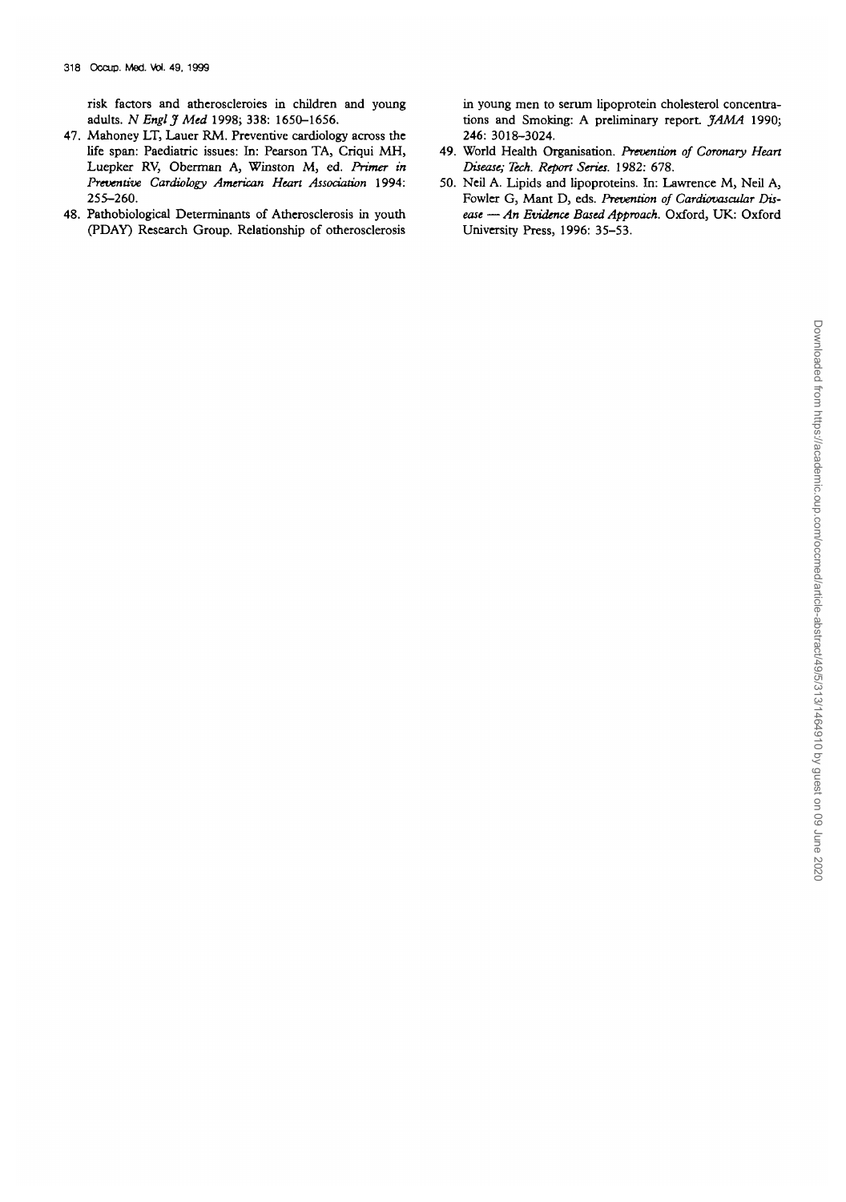risk factors and atherosclerois in children and young adults. *N Engl J Med* 1998; 338: 1650–1656.

47. Mahoney LT, Lauer RM. Preventive cardiology across the life span: Paediatric issues: In: Pearson TA, Criqui MH, Luepker RV, Oberman A, Winston M, ed. *Primer in Preventive Cardiology American Heart Association* 1994: 255–260.
48. Pathobiological Determinants of Atherosclerosis in youth (PDAY) Research Group. Relationship of otherosclerosis in young men to serum lipoprotein cholesterol concentrations and Smoking: A preliminary report. *JAMA* 1990; 246: 3018–3024.
49. World Health Organisation. *Prevention of Coronary Heart Disease; Tech. Report Series.* 1982: 678.
50. Neil A. Lipids and lipoproteins. In: Lawrence M, Neil A, Fowler G, Mant D, eds. *Prevention of Cardiovascular Disease — An Evidence Based Approach.* Oxford, UK: Oxford University Press, 1996: 35–53.